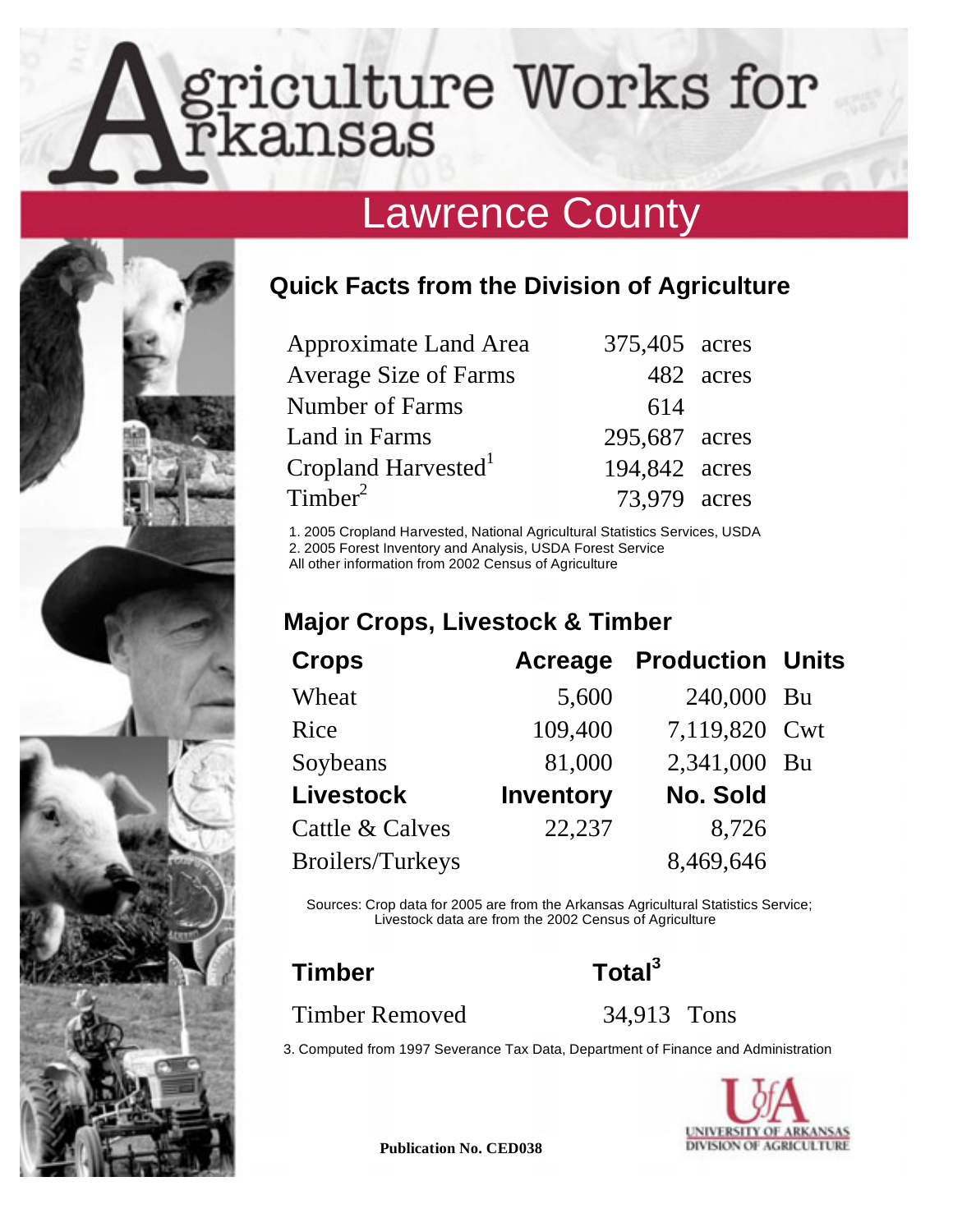# Agriculture Works for Arkansas

## Lawrence County

### Quick Facts from the Division of Agriculture

| | | |
|---|---|---|
| Approximate Land Area | 375,405 | acres |
| Average Size of Farms | 482 | acres |
| Number of Farms | 614 | |
| Land in Farms | 295,687 | acres |
| Cropland Harvested[1] | 194,842 | acres |
| Timber[2] | 73,979 | acres |

1. 2005 Cropland Harvested, National Agricultural Statistics Services, USDA
2. 2005 Forest Inventory and Analysis, USDA Forest Service

All other information from 2002 Census of Agriculture

### Major Crops, Livestock & Timber

| **Crops** | **Acreage** | **Production** | **Units** |
|---|---|---|---|
| Wheat | 5,600 | 240,000 | Bu |
| Rice | 109,400 | 7,119,820 | Cwt |
| Soybeans | 81,000 | 2,341,000 | Bu |
| **Livestock** | **Inventory** | **No. Sold** | |
| Cattle & Calves | 22,237 | 8,726 | |
| Broilers/Turkeys | | 8,469,646 | |

Sources: Crop data for 2005 are from the Arkansas Agricultural Statistics Service; Livestock data are from the 2002 Census of Agriculture

| **Timber** | **Total[3]** |
|---|---|
| Timber Removed | 34,913 Tons |

3. Computed from 1997 Severance Tax Data, Department of Finance and Administration

University of Arkansas Division of Agriculture

**Publication No. CED038**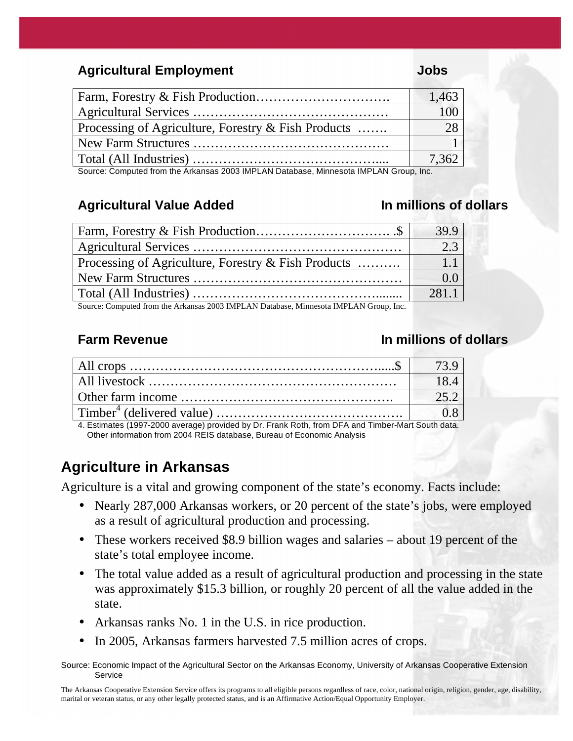### Agricultural Employment

| Agricultural Employment | Jobs |
| --- | --- |
| Farm, Forestry & Fish Production…………………………. | 1,463 |
| Agricultural Services ……………………………………… | 100 |
| Processing of Agriculture, Forestry & Fish Products ……. | 28 |
| New Farm Structures ……………………………………… | 1 |
| Total (All Industries) …………………………………….... | 7,362 |

Source: Computed from the Arkansas 2003 IMPLAN Database, Minnesota IMPLAN Group, Inc.

### Agricultural Value Added

| Agricultural Value Added | In millions of dollars |
| --- | --- |
| Farm, Forestry & Fish Production…………………………. .$ | 39.9 |
| Agricultural Services ………………………………………… | 2.3 |
| Processing of Agriculture, Forestry & Fish Products ………. | 1.1 |
| New Farm Structures ………………………………………… | 0.0 |
| Total (All Industries) ……………………………………........ | 281.1 |

Source: Computed from the Arkansas 2003 IMPLAN Database, Minnesota IMPLAN Group, Inc.

### Farm Revenue

| Farm Revenue | In millions of dollars |
| --- | --- |
| All crops ………………………………………………….....$ | 73.9 |
| All livestock ………………………………………………… | 18.4 |
| Other farm income …………………………………………. | 25.2 |
| Timber[4] (delivered value) ……………………………………. | 0.8 |

4. Estimates (1997-2000 average) provided by Dr. Frank Roth, from DFA and Timber-Mart South data. Other information from 2004 REIS database, Bureau of Economic Analysis

## Agriculture in Arkansas

Agriculture is a vital and growing component of the state's economy. Facts include:

- Nearly 287,000 Arkansas workers, or 20 percent of the state's jobs, were employed as a result of agricultural production and processing.
- These workers received $8.9 billion wages and salaries – about 19 percent of the state's total employee income.
- The total value added as a result of agricultural production and processing in the state was approximately $15.3 billion, or roughly 20 percent of all the value added in the state.
- Arkansas ranks No. 1 in the U.S. in rice production.
- In 2005, Arkansas farmers harvested 7.5 million acres of crops.

Source: Economic Impact of the Agricultural Sector on the Arkansas Economy, University of Arkansas Cooperative Extension Service

The Arkansas Cooperative Extension Service offers its programs to all eligible persons regardless of race, color, national origin, religion, gender, age, disability, marital or veteran status, or any other legally protected status, and is an Affirmative Action/Equal Opportunity Employer.